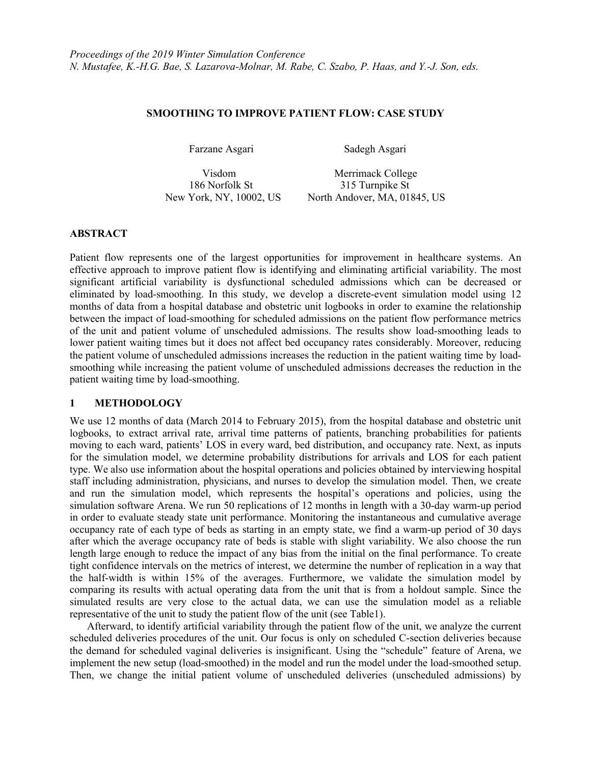*Proceedings of the 2019 Winter Simulation Conference*
*N. Mustafee, K.-H.G. Bae, S. Lazarova-Molnar, M. Rabe, C. Szabo, P. Haas, and Y.-J. Son, eds.*

# SMOOTHING TO IMPROVE PATIENT FLOW: CASE STUDY

Farzane Asgari
Visdom
186 Norfolk St
New York, NY, 10002, US

Sadegh Asgari
Merrimack College
315 Turnpike St
North Andover, MA, 01845, US

## ABSTRACT

Patient flow represents one of the largest opportunities for improvement in healthcare systems. An effective approach to improve patient flow is identifying and eliminating artificial variability. The most significant artificial variability is dysfunctional scheduled admissions which can be decreased or eliminated by load-smoothing. In this study, we develop a discrete-event simulation model using 12 months of data from a hospital database and obstetric unit logbooks in order to examine the relationship between the impact of load-smoothing for scheduled admissions on the patient flow performance metrics of the unit and patient volume of unscheduled admissions. The results show load-smoothing leads to lower patient waiting times but it does not affect bed occupancy rates considerably. Moreover, reducing the patient volume of unscheduled admissions increases the reduction in the patient waiting time by load-smoothing while increasing the patient volume of unscheduled admissions decreases the reduction in the patient waiting time by load-smoothing.

## 1 METHODOLOGY

We use 12 months of data (March 2014 to February 2015), from the hospital database and obstetric unit logbooks, to extract arrival rate, arrival time patterns of patients, branching probabilities for patients moving to each ward, patients' LOS in every ward, bed distribution, and occupancy rate. Next, as inputs for the simulation model, we determine probability distributions for arrivals and LOS for each patient type. We also use information about the hospital operations and policies obtained by interviewing hospital staff including administration, physicians, and nurses to develop the simulation model. Then, we create and run the simulation model, which represents the hospital's operations and policies, using the simulation software Arena. We run 50 replications of 12 months in length with a 30-day warm-up period in order to evaluate steady state unit performance. Monitoring the instantaneous and cumulative average occupancy rate of each type of beds as starting in an empty state, we find a warm-up period of 30 days after which the average occupancy rate of beds is stable with slight variability. We also choose the run length large enough to reduce the impact of any bias from the initial on the final performance. To create tight confidence intervals on the metrics of interest, we determine the number of replication in a way that the half-width is within 15% of the averages. Furthermore, we validate the simulation model by comparing its results with actual operating data from the unit that is from a holdout sample. Since the simulated results are very close to the actual data, we can use the simulation model as a reliable representative of the unit to study the patient flow of the unit (see Table1).

Afterward, to identify artificial variability through the patient flow of the unit, we analyze the current scheduled deliveries procedures of the unit. Our focus is only on scheduled C-section deliveries because the demand for scheduled vaginal deliveries is insignificant. Using the "schedule" feature of Arena, we implement the new setup (load-smoothed) in the model and run the model under the load-smoothed setup. Then, we change the initial patient volume of unscheduled deliveries (unscheduled admissions) by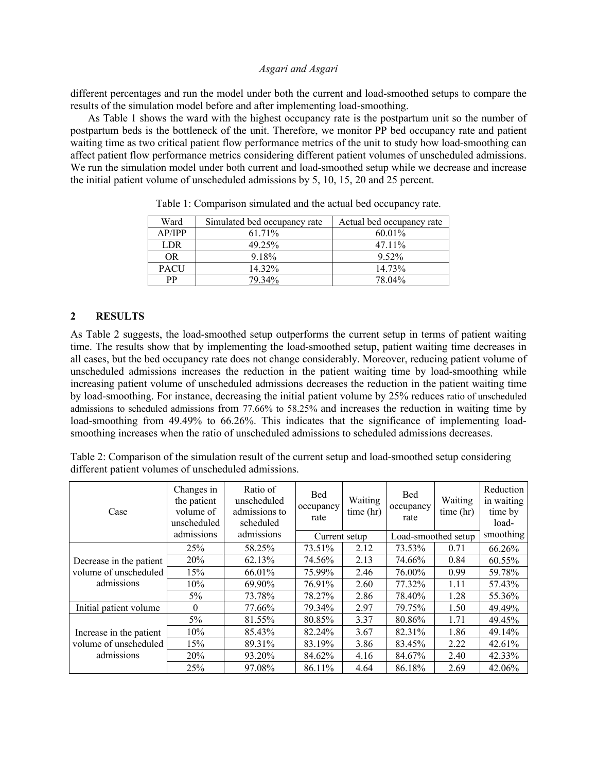different percentages and run the model under both the current and load-smoothed setups to compare the results of the simulation model before and after implementing load-smoothing.

As Table 1 shows the ward with the highest occupancy rate is the postpartum unit so the number of postpartum beds is the bottleneck of the unit. Therefore, we monitor PP bed occupancy rate and patient waiting time as two critical patient flow performance metrics of the unit to study how load-smoothing can affect patient flow performance metrics considering different patient volumes of unscheduled admissions. We run the simulation model under both current and load-smoothed setup while we decrease and increase the initial patient volume of unscheduled admissions by 5, 10, 15, 20 and 25 percent.

Table 1: Comparison simulated and the actual bed occupancy rate.

| Ward | Simulated bed occupancy rate | Actual bed occupancy rate |
|---|---|---|
| AP/IPP | 61.71% | 60.01% |
| LDR | 49.25% | 47.11% |
| OR | 9.18% | 9.52% |
| PACU | 14.32% | 14.73% |
| PP | 79.34% | 78.04% |

## 2 RESULTS

As Table 2 suggests, the load-smoothed setup outperforms the current setup in terms of patient waiting time. The results show that by implementing the load-smoothed setup, patient waiting time decreases in all cases, but the bed occupancy rate does not change considerably. Moreover, reducing patient volume of unscheduled admissions increases the reduction in the patient waiting time by load-smoothing while increasing patient volume of unscheduled admissions decreases the reduction in the patient waiting time by load-smoothing. For instance, decreasing the initial patient volume by 25% reduces ratio of unscheduled admissions to scheduled admissions from 77.66% to 58.25% and increases the reduction in waiting time by load-smoothing from 49.49% to 66.26%. This indicates that the significance of implementing load-smoothing increases when the ratio of unscheduled admissions to scheduled admissions decreases.

Table 2: Comparison of the simulation result of the current setup and load-smoothed setup considering different patient volumes of unscheduled admissions.

| Case | Changes in the patient volume of unscheduled admissions | Ratio of unscheduled admissions to scheduled admissions | Bed occupancy rate | Waiting time (hr) | Bed occupancy rate | Waiting time (hr) | Reduction in waiting time by load-smoothing |
|---|---|---|---|---|---|---|---|
| | | | Current setup | | Load-smoothed setup | | |
| Decrease in the patient volume of unscheduled admissions | 25% | 58.25% | 73.51% | 2.12 | 73.53% | 0.71 | 66.26% |
| | 20% | 62.13% | 74.56% | 2.13 | 74.66% | 0.84 | 60.55% |
| | 15% | 66.01% | 75.99% | 2.46 | 76.00% | 0.99 | 59.78% |
| | 10% | 69.90% | 76.91% | 2.60 | 77.32% | 1.11 | 57.43% |
| | 5% | 73.78% | 78.27% | 2.86 | 78.40% | 1.28 | 55.36% |
| Initial patient volume | 0 | 77.66% | 79.34% | 2.97 | 79.75% | 1.50 | 49.49% |
| Increase in the patient volume of unscheduled admissions | 5% | 81.55% | 80.85% | 3.37 | 80.86% | 1.71 | 49.45% |
| | 10% | 85.43% | 82.24% | 3.67 | 82.31% | 1.86 | 49.14% |
| | 15% | 89.31% | 83.19% | 3.86 | 83.45% | 2.22 | 42.61% |
| | 20% | 93.20% | 84.62% | 4.16 | 84.67% | 2.40 | 42.33% |
| | 25% | 97.08% | 86.11% | 4.64 | 86.18% | 2.69 | 42.06% |